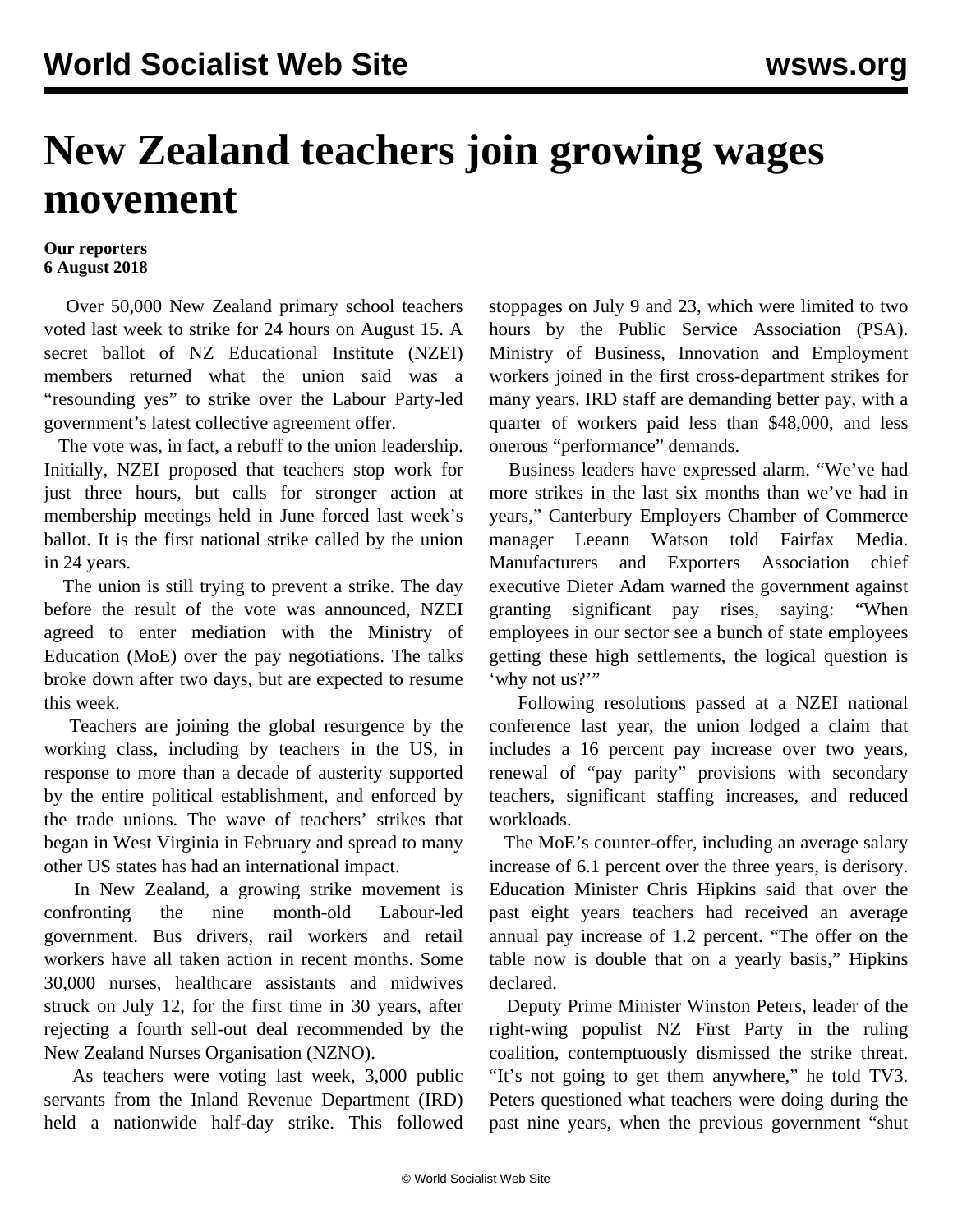# New Zealand teachers join growing wages movement

**Our reporters**
**6 August 2018**

Over 50,000 New Zealand primary school teachers voted last week to strike for 24 hours on August 15. A secret ballot of NZ Educational Institute (NZEI) members returned what the union said was a "resounding yes" to strike over the Labour Party-led government's latest collective agreement offer.

The vote was, in fact, a rebuff to the union leadership. Initially, NZEI proposed that teachers stop work for just three hours, but calls for stronger action at membership meetings held in June forced last week's ballot. It is the first national strike called by the union in 24 years.

The union is still trying to prevent a strike. The day before the result of the vote was announced, NZEI agreed to enter mediation with the Ministry of Education (MoE) over the pay negotiations. The talks broke down after two days, but are expected to resume this week.

Teachers are joining the global resurgence by the working class, including by teachers in the US, in response to more than a decade of austerity supported by the entire political establishment, and enforced by the trade unions. The wave of teachers' strikes that began in West Virginia in February and spread to many other US states has had an international impact.

In New Zealand, a growing strike movement is confronting the nine month-old Labour-led government. Bus drivers, rail workers and retail workers have all taken action in recent months. Some 30,000 nurses, healthcare assistants and midwives struck on July 12, for the first time in 30 years, after rejecting a fourth sell-out deal recommended by the New Zealand Nurses Organisation (NZNO).

As teachers were voting last week, 3,000 public servants from the Inland Revenue Department (IRD) held a nationwide half-day strike. This followed stoppages on July 9 and 23, which were limited to two hours by the Public Service Association (PSA). Ministry of Business, Innovation and Employment workers joined in the first cross-department strikes for many years. IRD staff are demanding better pay, with a quarter of workers paid less than $48,000, and less onerous "performance" demands.

Business leaders have expressed alarm. "We've had more strikes in the last six months than we've had in years," Canterbury Employers Chamber of Commerce manager Leeann Watson told Fairfax Media. Manufacturers and Exporters Association chief executive Dieter Adam warned the government against granting significant pay rises, saying: "When employees in our sector see a bunch of state employees getting these high settlements, the logical question is 'why not us?'"

Following resolutions passed at a NZEI national conference last year, the union lodged a claim that includes a 16 percent pay increase over two years, renewal of "pay parity" provisions with secondary teachers, significant staffing increases, and reduced workloads.

The MoE's counter-offer, including an average salary increase of 6.1 percent over the three years, is derisory. Education Minister Chris Hipkins said that over the past eight years teachers had received an average annual pay increase of 1.2 percent. "The offer on the table now is double that on a yearly basis," Hipkins declared.

Deputy Prime Minister Winston Peters, leader of the right-wing populist NZ First Party in the ruling coalition, contemptuously dismissed the strike threat. "It's not going to get them anywhere," he told TV3. Peters questioned what teachers were doing during the past nine years, when the previous government "shut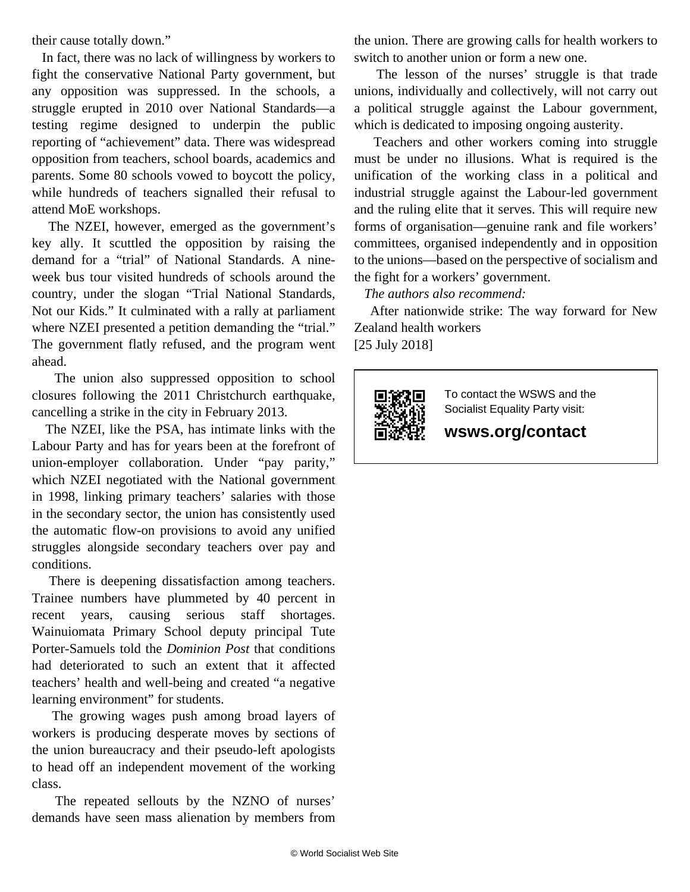their cause totally down."

In fact, there was no lack of willingness by workers to fight the conservative National Party government, but any opposition was suppressed. In the schools, a struggle erupted in 2010 over National Standards—a testing regime designed to underpin the public reporting of "achievement" data. There was widespread opposition from teachers, school boards, academics and parents. Some 80 schools vowed to boycott the policy, while hundreds of teachers signalled their refusal to attend MoE workshops.

The NZEI, however, emerged as the government's key ally. It scuttled the opposition by raising the demand for a "trial" of National Standards. A nine-week bus tour visited hundreds of schools around the country, under the slogan "Trial National Standards, Not our Kids." It culminated with a rally at parliament where NZEI presented a petition demanding the "trial." The government flatly refused, and the program went ahead.

The union also suppressed opposition to school closures following the 2011 Christchurch earthquake, cancelling a strike in the city in February 2013.

The NZEI, like the PSA, has intimate links with the Labour Party and has for years been at the forefront of union-employer collaboration. Under "pay parity," which NZEI negotiated with the National government in 1998, linking primary teachers' salaries with those in the secondary sector, the union has consistently used the automatic flow-on provisions to avoid any unified struggles alongside secondary teachers over pay and conditions.

There is deepening dissatisfaction among teachers. Trainee numbers have plummeted by 40 percent in recent years, causing serious staff shortages. Wainuiomata Primary School deputy principal Tute Porter-Samuels told the *Dominion Post* that conditions had deteriorated to such an extent that it affected teachers' health and well-being and created "a negative learning environment" for students.

The growing wages push among broad layers of workers is producing desperate moves by sections of the union bureaucracy and their pseudo-left apologists to head off an independent movement of the working class.

The repeated sellouts by the NZNO of nurses' demands have seen mass alienation by members from the union. There are growing calls for health workers to switch to another union or form a new one.

The lesson of the nurses' struggle is that trade unions, individually and collectively, will not carry out a political struggle against the Labour government, which is dedicated to imposing ongoing austerity.

Teachers and other workers coming into struggle must be under no illusions. What is required is the unification of the working class in a political and industrial struggle against the Labour-led government and the ruling elite that it serves. This will require new forms of organisation—genuine rank and file workers' committees, organised independently and in opposition to the unions—based on the perspective of socialism and the fight for a workers' government.

*The authors also recommend:*

After nationwide strike: The way forward for New Zealand health workers
[25 July 2018]

To contact the WSWS and the Socialist Equality Party visit:

**wsws.org/contact**